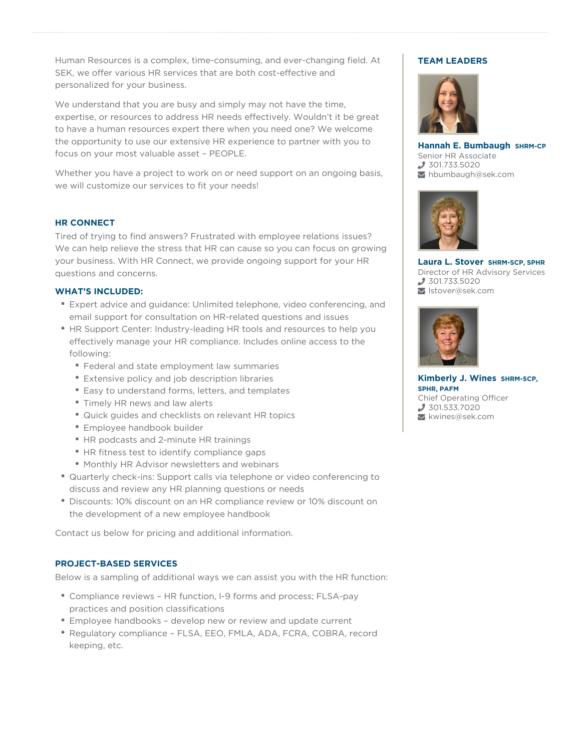Human Resources is a complex, time-consuming, and ever-changing field. At SEK, we offer various HR services that are both cost-effective and personalized for your business.

We understand that you are busy and simply may not have the time, expertise, or resources to address HR needs effectively. Wouldn't it be great to have a human resources expert there when you need one? We welcome the opportunity to use our extensive HR experience to partner with you to focus on your most valuable asset – PEOPLE.

Whether you have a project to work on or need support on an ongoing basis, we will customize our services to fit your needs!

## HR CONNECT

Tired of trying to find answers? Frustrated with employee relations issues? We can help relieve the stress that HR can cause so you can focus on growing your business. With HR Connect, we provide ongoing support for your HR questions and concerns.

### WHAT'S INCLUDED:

- Expert advice and guidance: Unlimited telephone, video conferencing, and email support for consultation on HR-related questions and issues
- HR Support Center: Industry-leading HR tools and resources to help you effectively manage your HR compliance. Includes online access to the following:
  - Federal and state employment law summaries
  - Extensive policy and job description libraries
  - Easy to understand forms, letters, and templates
  - Timely HR news and law alerts
  - Quick guides and checklists on relevant HR topics
  - Employee handbook builder
  - HR podcasts and 2-minute HR trainings
  - HR fitness test to identify compliance gaps
  - Monthly HR Advisor newsletters and webinars
- Quarterly check-ins: Support calls via telephone or video conferencing to discuss and review any HR planning questions or needs
- Discounts: 10% discount on an HR compliance review or 10% discount on the development of a new employee handbook

Contact us below for pricing and additional information.

## PROJECT-BASED SERVICES

Below is a sampling of additional ways we can assist you with the HR function:

- Compliance reviews – HR function, I-9 forms and process; FLSA-pay practices and position classifications
- Employee handbooks – develop new or review and update current
- Regulatory compliance – FLSA, EEO, FMLA, ADA, FCRA, COBRA, record keeping, etc.

## TEAM LEADERS

**Hannah E. Bumbaugh** SHRM-CP
Senior HR Associate
301.733.5020
hbumbaugh@sek.com

**Laura L. Stover** SHRM-SCP, SPHR
Director of HR Advisory Services
301.733.5020
lstover@sek.com

**Kimberly J. Wines** SHRM-SCP, SPHR, PAFM
Chief Operating Officer
301.533.7020
kwines@sek.com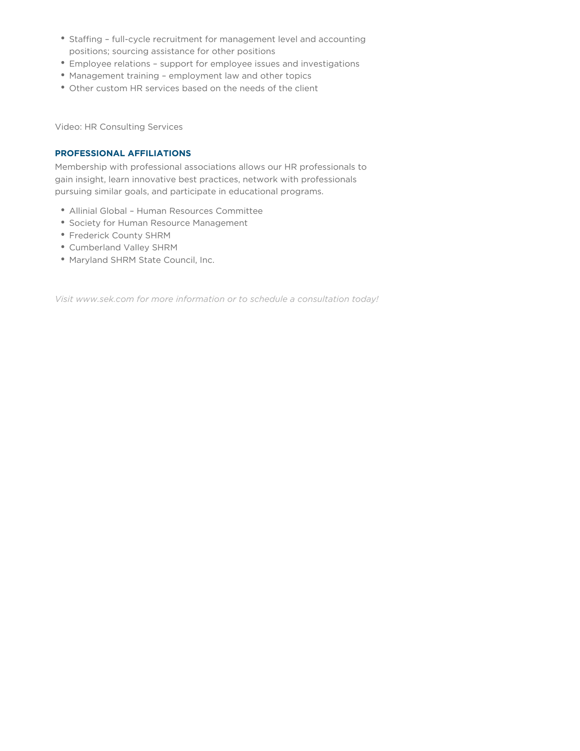- Staffing – full-cycle recruitment for management level and accounting positions; sourcing assistance for other positions
- Employee relations – support for employee issues and investigations
- Management training – employment law and other topics
- Other custom HR services based on the needs of the client

Video: HR Consulting Services

## PROFESSIONAL AFFILIATIONS

Membership with professional associations allows our HR professionals to gain insight, learn innovative best practices, network with professionals pursuing similar goals, and participate in educational programs.

- Allinial Global – Human Resources Committee
- Society for Human Resource Management
- Frederick County SHRM
- Cumberland Valley SHRM
- Maryland SHRM State Council, Inc.

*Visit www.sek.com for more information or to schedule a consultation today!*